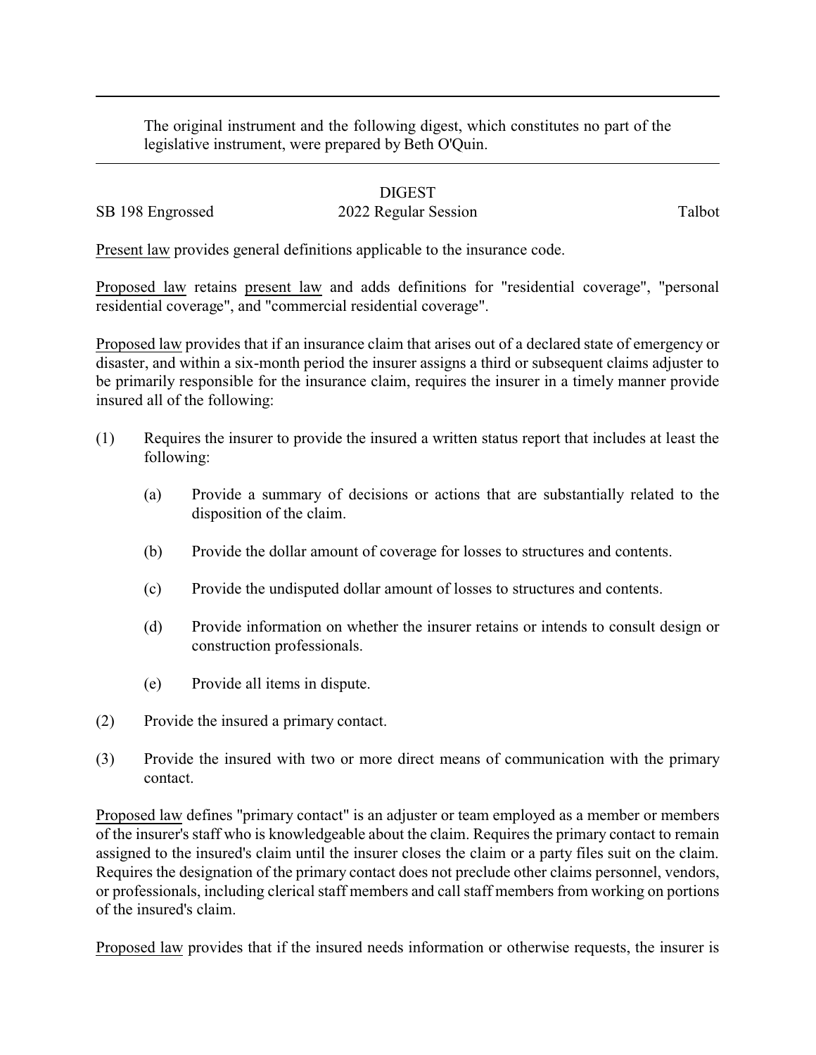The original instrument and the following digest, which constitutes no part of the legislative instrument, were prepared by Beth O'Quin.

# DIGEST

SB 198 Engrossed 2022 Regular Session Talbot

Present law provides general definitions applicable to the insurance code.

Proposed law retains present law and adds definitions for "residential coverage", "personal residential coverage", and "commercial residential coverage".

Proposed law provides that if an insurance claim that arises out of a declared state of emergency or disaster, and within a six-month period the insurer assigns a third or subsequent claims adjuster to be primarily responsible for the insurance claim, requires the insurer in a timely manner provide insured all of the following:

(1) Requires the insurer to provide the insured a written status report that includes at least the following:

   (a) Provide a summary of decisions or actions that are substantially related to the disposition of the claim.

   (b) Provide the dollar amount of coverage for losses to structures and contents.

   (c) Provide the undisputed dollar amount of losses to structures and contents.

   (d) Provide information on whether the insurer retains or intends to consult design or construction professionals.

   (e) Provide all items in dispute.

(2) Provide the insured a primary contact.

(3) Provide the insured with two or more direct means of communication with the primary contact.

Proposed law defines "primary contact" is an adjuster or team employed as a member or members of the insurer's staff who is knowledgeable about the claim. Requires the primary contact to remain assigned to the insured's claim until the insurer closes the claim or a party files suit on the claim. Requires the designation of the primary contact does not preclude other claims personnel, vendors, or professionals, including clerical staff members and call staff members from working on portions of the insured's claim.

Proposed law provides that if the insured needs information or otherwise requests, the insurer is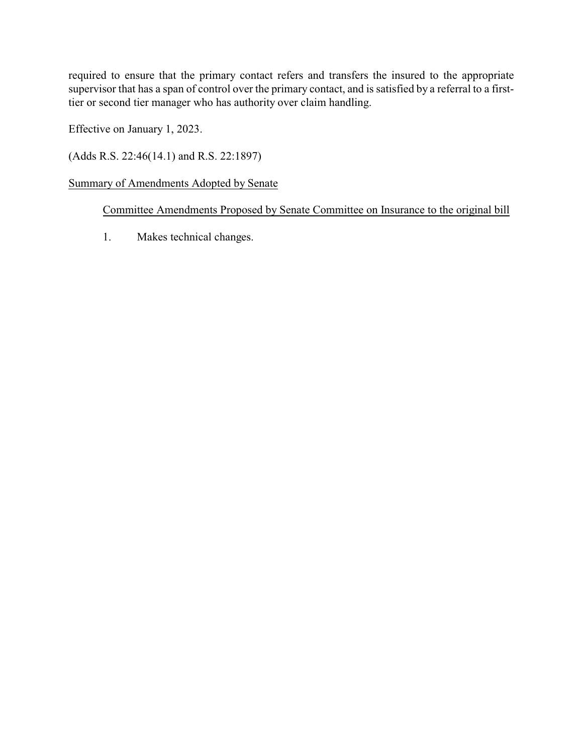required to ensure that the primary contact refers and transfers the insured to the appropriate supervisor that has a span of control over the primary contact, and is satisfied by a referral to a first-tier or second tier manager who has authority over claim handling.

Effective on January 1, 2023.

(Adds R.S. 22:46(14.1) and R.S. 22:1897)

Summary of Amendments Adopted by Senate

Committee Amendments Proposed by Senate Committee on Insurance to the original bill

1. Makes technical changes.